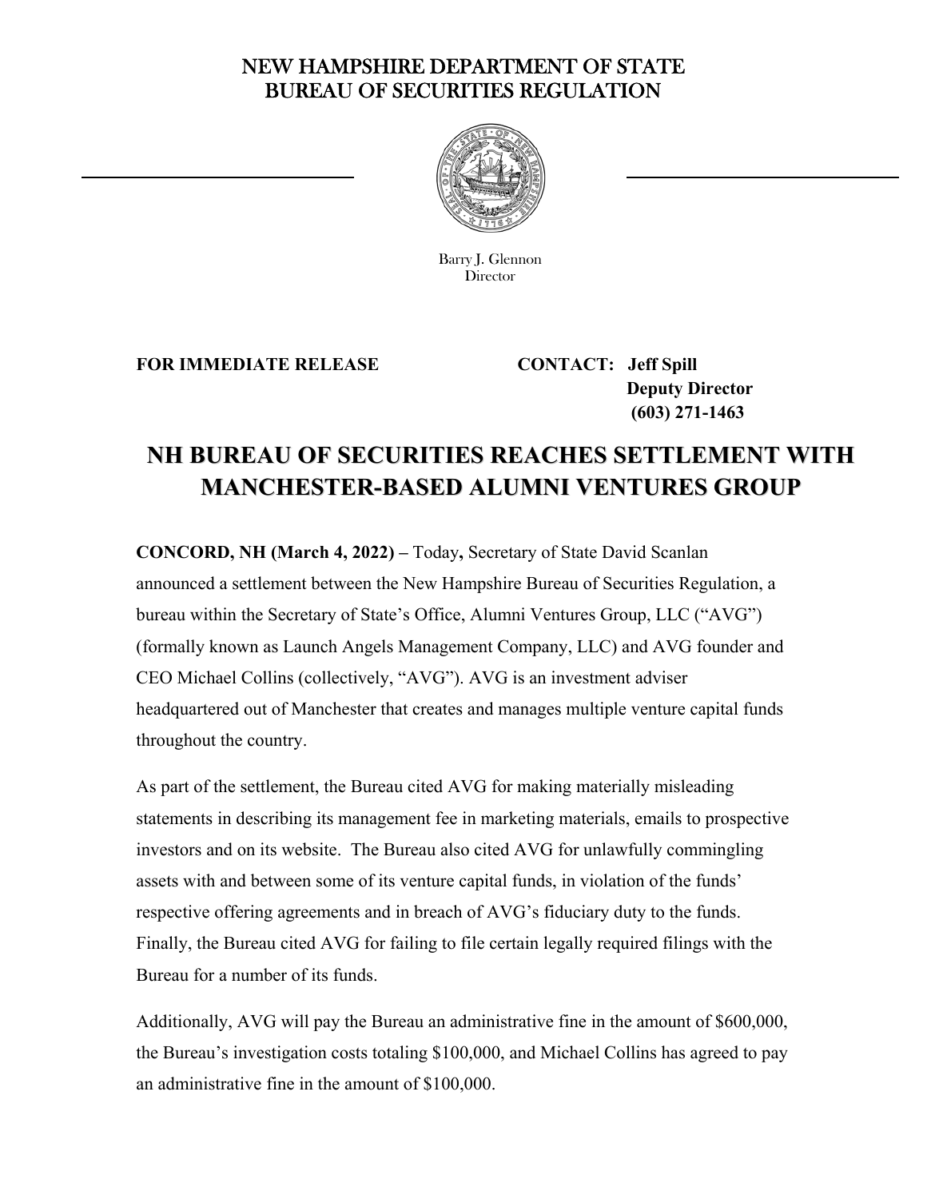# NEW HAMPSHIRE DEPARTMENT OF STATE
# BUREAU OF SECURITIES REGULATION

Barry J. Glennon
Director

**FOR IMMEDIATE RELEASE**

**CONTACT: Jeff Spill**
**Deputy Director**
**(603) 271-1463**

## NH BUREAU OF SECURITIES REACHES SETTLEMENT WITH MANCHESTER-BASED ALUMNI VENTURES GROUP

**CONCORD, NH (March 4, 2022) –** Today**,** Secretary of State David Scanlan announced a settlement between the New Hampshire Bureau of Securities Regulation, a bureau within the Secretary of State's Office, Alumni Ventures Group, LLC ("AVG") (formally known as Launch Angels Management Company, LLC) and AVG founder and CEO Michael Collins (collectively, "AVG"). AVG is an investment adviser headquartered out of Manchester that creates and manages multiple venture capital funds throughout the country.

As part of the settlement, the Bureau cited AVG for making materially misleading statements in describing its management fee in marketing materials, emails to prospective investors and on its website. The Bureau also cited AVG for unlawfully commingling assets with and between some of its venture capital funds, in violation of the funds' respective offering agreements and in breach of AVG's fiduciary duty to the funds. Finally, the Bureau cited AVG for failing to file certain legally required filings with the Bureau for a number of its funds.

Additionally, AVG will pay the Bureau an administrative fine in the amount of $600,000, the Bureau's investigation costs totaling $100,000, and Michael Collins has agreed to pay an administrative fine in the amount of $100,000.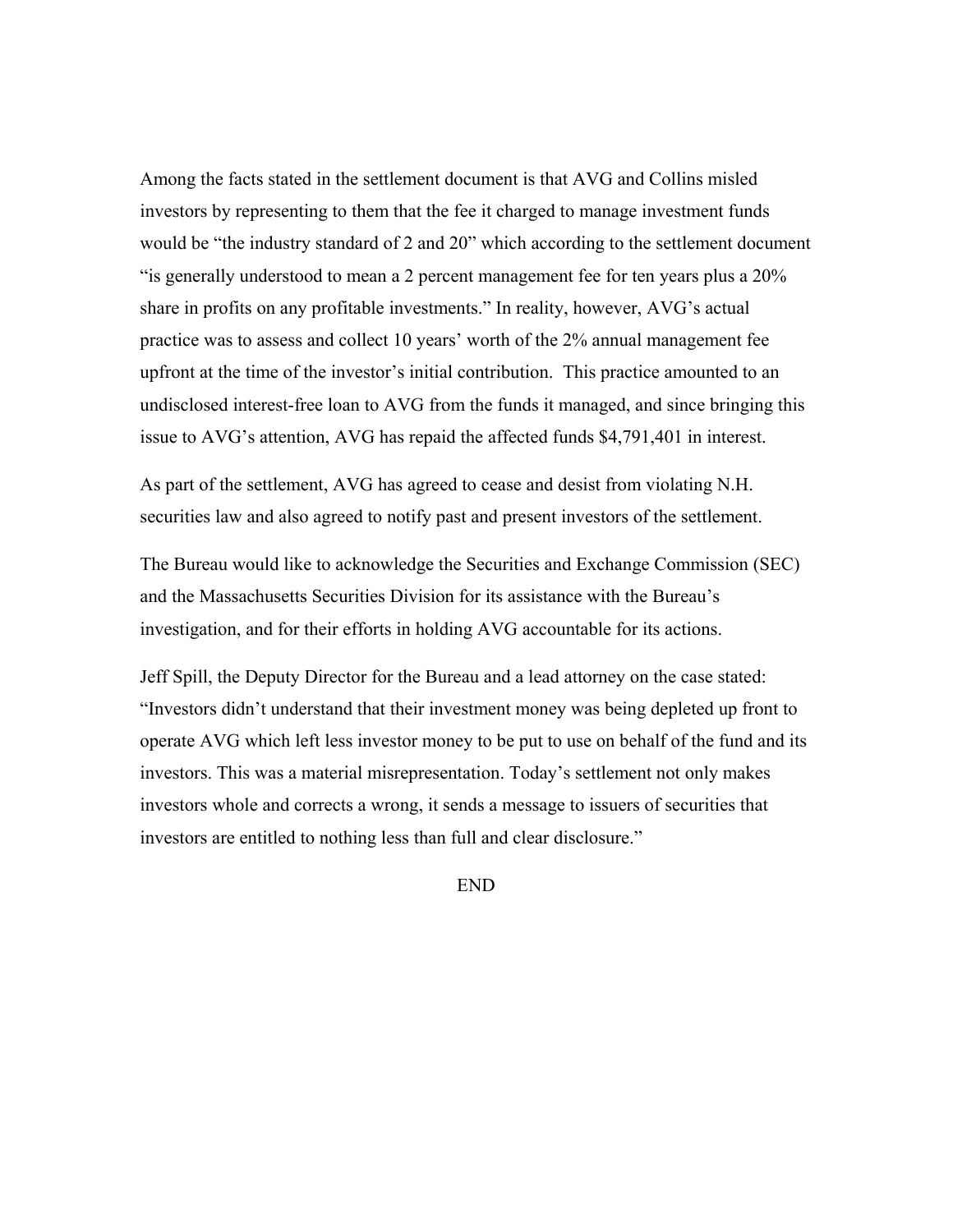Among the facts stated in the settlement document is that AVG and Collins misled investors by representing to them that the fee it charged to manage investment funds would be "the industry standard of 2 and 20" which according to the settlement document "is generally understood to mean a 2 percent management fee for ten years plus a 20% share in profits on any profitable investments." In reality, however, AVG's actual practice was to assess and collect 10 years' worth of the 2% annual management fee upfront at the time of the investor's initial contribution. This practice amounted to an undisclosed interest-free loan to AVG from the funds it managed, and since bringing this issue to AVG's attention, AVG has repaid the affected funds $4,791,401 in interest.

As part of the settlement, AVG has agreed to cease and desist from violating N.H. securities law and also agreed to notify past and present investors of the settlement.

The Bureau would like to acknowledge the Securities and Exchange Commission (SEC) and the Massachusetts Securities Division for its assistance with the Bureau's investigation, and for their efforts in holding AVG accountable for its actions.

Jeff Spill, the Deputy Director for the Bureau and a lead attorney on the case stated: "Investors didn't understand that their investment money was being depleted up front to operate AVG which left less investor money to be put to use on behalf of the fund and its investors. This was a material misrepresentation. Today's settlement not only makes investors whole and corrects a wrong, it sends a message to issuers of securities that investors are entitled to nothing less than full and clear disclosure."

END